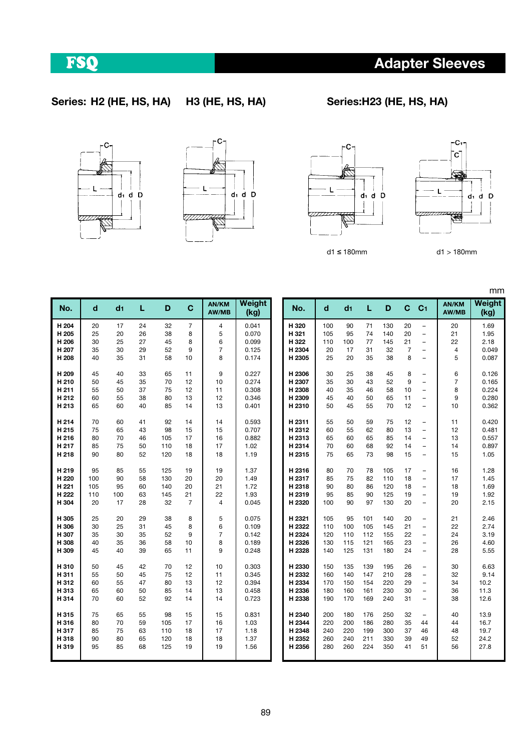# FSQ Adapter Sleeves

**Series: H2 (HE, HS, HA) H3 (HE, HS, HA)**

**Series:H23 (HE, HS, HA)**

d1 ≤ 180mm

d1 > 180mm

mm

| No. | d | $d_1$ | L | D | C | AN/KM AW/MB | Weight (kg) |
|---|---|---|---|---|---|---|---|
| H 204 | 20 | 17 | 24 | 32 | 7 | 4 | 0.041 |
| H 205 | 25 | 20 | 26 | 38 | 8 | 5 | 0.070 |
| H 206 | 30 | 25 | 27 | 45 | 8 | 6 | 0.099 |
| H 207 | 35 | 30 | 29 | 52 | 9 | 7 | 0.125 |
| H 208 | 40 | 35 | 31 | 58 | 10 | 8 | 0.174 |
| H 209 | 45 | 40 | 33 | 65 | 11 | 9 | 0.227 |
| H 210 | 50 | 45 | 35 | 70 | 12 | 10 | 0.274 |
| H 211 | 55 | 50 | 37 | 75 | 12 | 11 | 0.308 |
| H 212 | 60 | 55 | 38 | 80 | 13 | 12 | 0.346 |
| H 213 | 65 | 60 | 40 | 85 | 14 | 13 | 0.401 |
| H 214 | 70 | 60 | 41 | 92 | 14 | 14 | 0.593 |
| H 215 | 75 | 65 | 43 | 98 | 15 | 15 | 0.707 |
| H 216 | 80 | 70 | 46 | 105 | 17 | 16 | 0.882 |
| H 217 | 85 | 75 | 50 | 110 | 18 | 17 | 1.02 |
| H 218 | 90 | 80 | 52 | 120 | 18 | 18 | 1.19 |
| H 219 | 95 | 85 | 55 | 125 | 19 | 19 | 1.37 |
| H 220 | 100 | 90 | 58 | 130 | 20 | 20 | 1.49 |
| H 221 | 105 | 95 | 60 | 140 | 20 | 21 | 1.72 |
| H 222 | 110 | 100 | 63 | 145 | 21 | 22 | 1.93 |
| H 304 | 20 | 17 | 28 | 32 | 7 | 4 | 0.045 |
| H 305 | 25 | 20 | 29 | 38 | 8 | 5 | 0.075 |
| H 306 | 30 | 25 | 31 | 45 | 8 | 6 | 0.109 |
| H 307 | 35 | 30 | 35 | 52 | 9 | 7 | 0.142 |
| H 308 | 40 | 35 | 36 | 58 | 10 | 8 | 0.189 |
| H 309 | 45 | 40 | 39 | 65 | 11 | 9 | 0.248 |
| H 310 | 50 | 45 | 42 | 70 | 12 | 10 | 0.303 |
| H 311 | 55 | 50 | 45 | 75 | 12 | 11 | 0.345 |
| H 312 | 60 | 55 | 47 | 80 | 13 | 12 | 0.394 |
| H 313 | 65 | 60 | 50 | 85 | 14 | 13 | 0.458 |
| H 314 | 70 | 60 | 52 | 92 | 14 | 14 | 0.723 |
| H 315 | 75 | 65 | 55 | 98 | 15 | 15 | 0.831 |
| H 316 | 80 | 70 | 59 | 105 | 17 | 16 | 1.03 |
| H 317 | 85 | 75 | 63 | 110 | 18 | 17 | 1.18 |
| H 318 | 90 | 80 | 65 | 120 | 18 | 18 | 1.37 |
| H 319 | 95 | 85 | 68 | 125 | 19 | 19 | 1.56 |

| No. | d | $d_1$ | L | D | C | $C_1$ | AN/KM AW/MB | Weight (kg) |
|---|---|---|---|---|---|---|---|---|
| H 320 | 100 | 90 | 71 | 130 | 20 | – | 20 | 1.69 |
| H 321 | 105 | 95 | 74 | 140 | 20 | – | 21 | 1.95 |
| H 322 | 110 | 100 | 77 | 145 | 21 | – | 22 | 2.18 |
| H 2304 | 20 | 17 | 31 | 32 | 7 | – | 4 | 0.049 |
| H 2305 | 25 | 20 | 35 | 38 | 8 | – | 5 | 0.087 |
| H 2306 | 30 | 25 | 38 | 45 | 8 | – | 6 | 0.126 |
| H 2307 | 35 | 30 | 43 | 52 | 9 | – | 7 | 0.165 |
| H 2308 | 40 | 35 | 46 | 58 | 10 | – | 8 | 0.224 |
| H 2309 | 45 | 40 | 50 | 65 | 11 | – | 9 | 0.280 |
| H 2310 | 50 | 45 | 55 | 70 | 12 | – | 10 | 0.362 |
| H 2311 | 55 | 50 | 59 | 75 | 12 | – | 11 | 0.420 |
| H 2312 | 60 | 55 | 62 | 80 | 13 | – | 12 | 0.481 |
| H 2313 | 65 | 60 | 65 | 85 | 14 | – | 13 | 0.557 |
| H 2314 | 70 | 60 | 68 | 92 | 14 | – | 14 | 0.897 |
| H 2315 | 75 | 65 | 73 | 98 | 15 | – | 15 | 1.05 |
| H 2316 | 80 | 70 | 78 | 105 | 17 | – | 16 | 1.28 |
| H 2317 | 85 | 75 | 82 | 110 | 18 | – | 17 | 1.45 |
| H 2318 | 90 | 80 | 86 | 120 | 18 | – | 18 | 1.69 |
| H 2319 | 95 | 85 | 90 | 125 | 19 | – | 19 | 1.92 |
| H 2320 | 100 | 90 | 97 | 130 | 20 | – | 20 | 2.15 |
| H 2321 | 105 | 95 | 101 | 140 | 20 | – | 21 | 2.46 |
| H 2322 | 110 | 100 | 105 | 145 | 21 | – | 22 | 2.74 |
| H 2324 | 120 | 110 | 112 | 155 | 22 | – | 24 | 3.19 |
| H 2326 | 130 | 115 | 121 | 165 | 23 | – | 26 | 4.60 |
| H 2328 | 140 | 125 | 131 | 180 | 24 | – | 28 | 5.55 |
| H 2330 | 150 | 135 | 139 | 195 | 26 | – | 30 | 6.63 |
| H 2332 | 160 | 140 | 147 | 210 | 28 | – | 32 | 9.14 |
| H 2334 | 170 | 150 | 154 | 220 | 29 | – | 34 | 10.2 |
| H 2336 | 180 | 160 | 161 | 230 | 30 | – | 36 | 11.3 |
| H 2338 | 190 | 170 | 169 | 240 | 31 | – | 38 | 12.6 |
| H 2340 | 200 | 180 | 176 | 250 | 32 | – | 40 | 13.9 |
| H 2344 | 220 | 200 | 186 | 280 | 35 | 44 | 44 | 16.7 |
| H 2348 | 240 | 220 | 199 | 300 | 37 | 46 | 48 | 19.7 |
| H 2352 | 260 | 240 | 211 | 330 | 39 | 49 | 52 | 24.2 |
| H 2356 | 280 | 260 | 224 | 350 | 41 | 51 | 56 | 27.8 |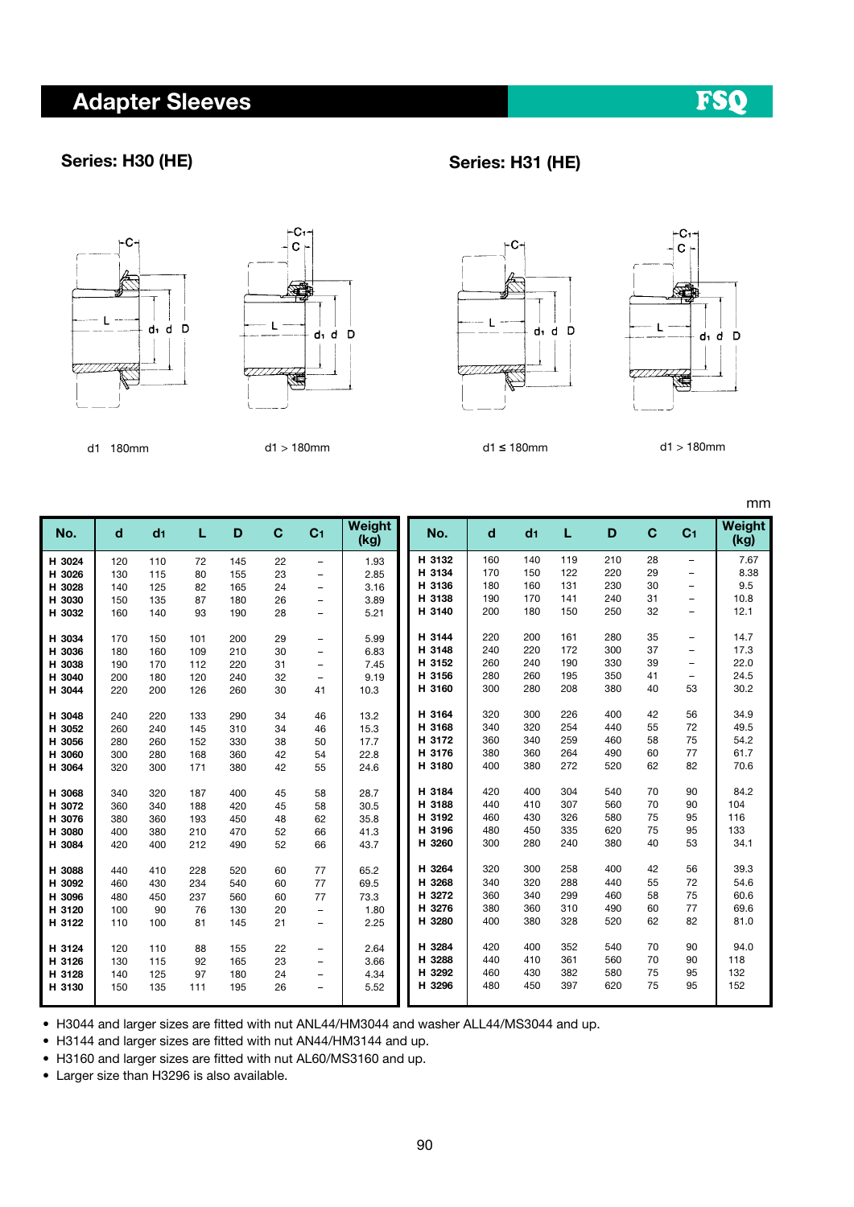# Adapter Sleeves

FSQ

## Series: H30 (HE)

## Series: H31 (HE)

d1 180mm

d1 > 180mm

d1 ≤ 180mm

d1 > 180mm

mm

| No. | d | $d_1$ | L | D | C | $C_1$ | Weight (kg) |
|---|---|---|---|---|---|---|---|
| H 3024 | 120 | 110 | 72 | 145 | 22 | – | 1.93 |
| H 3026 | 130 | 115 | 80 | 155 | 23 | – | 2.85 |
| H 3028 | 140 | 125 | 82 | 165 | 24 | – | 3.16 |
| H 3030 | 150 | 135 | 87 | 180 | 26 | – | 3.89 |
| H 3032 | 160 | 140 | 93 | 190 | 28 | – | 5.21 |
| H 3034 | 170 | 150 | 101 | 200 | 29 | – | 5.99 |
| H 3036 | 180 | 160 | 109 | 210 | 30 | – | 6.83 |
| H 3038 | 190 | 170 | 112 | 220 | 31 | – | 7.45 |
| H 3040 | 200 | 180 | 120 | 240 | 32 | – | 9.19 |
| H 3044 | 220 | 200 | 126 | 260 | 30 | 41 | 10.3 |
| H 3048 | 240 | 220 | 133 | 290 | 34 | 46 | 13.2 |
| H 3052 | 260 | 240 | 145 | 310 | 34 | 46 | 15.3 |
| H 3056 | 280 | 260 | 152 | 330 | 38 | 50 | 17.7 |
| H 3060 | 300 | 280 | 168 | 360 | 42 | 54 | 22.8 |
| H 3064 | 320 | 300 | 171 | 380 | 42 | 55 | 24.6 |
| H 3068 | 340 | 320 | 187 | 400 | 45 | 58 | 28.7 |
| H 3072 | 360 | 340 | 188 | 420 | 45 | 58 | 30.5 |
| H 3076 | 380 | 360 | 193 | 450 | 48 | 62 | 35.8 |
| H 3080 | 400 | 380 | 210 | 470 | 52 | 66 | 41.3 |
| H 3084 | 420 | 400 | 212 | 490 | 52 | 66 | 43.7 |
| H 3088 | 440 | 410 | 228 | 520 | 60 | 77 | 65.2 |
| H 3092 | 460 | 430 | 234 | 540 | 60 | 77 | 69.5 |
| H 3096 | 480 | 450 | 237 | 560 | 60 | 77 | 73.3 |
| H 3120 | 100 | 90 | 76 | 130 | 20 | – | 1.80 |
| H 3122 | 110 | 100 | 81 | 145 | 21 | – | 2.25 |
| H 3124 | 120 | 110 | 88 | 155 | 22 | – | 2.64 |
| H 3126 | 130 | 115 | 92 | 165 | 23 | – | 3.66 |
| H 3128 | 140 | 125 | 97 | 180 | 24 | – | 4.34 |
| H 3130 | 150 | 135 | 111 | 195 | 26 | – | 5.52 |

| No. | d | $d_1$ | L | D | C | $C_1$ | Weight (kg) |
|---|---|---|---|---|---|---|---|
| H 3132 | 160 | 140 | 119 | 210 | 28 | – | 7.67 |
| H 3134 | 170 | 150 | 122 | 220 | 29 | – | 8.38 |
| H 3136 | 180 | 160 | 131 | 230 | 30 | – | 9.5 |
| H 3138 | 190 | 170 | 141 | 240 | 31 | – | 10.8 |
| H 3140 | 200 | 180 | 150 | 250 | 32 | – | 12.1 |
| H 3144 | 220 | 200 | 161 | 280 | 35 | – | 14.7 |
| H 3148 | 240 | 220 | 172 | 300 | 37 | – | 17.3 |
| H 3152 | 260 | 240 | 190 | 330 | 39 | – | 22.0 |
| H 3156 | 280 | 260 | 195 | 350 | 41 | – | 24.5 |
| H 3160 | 300 | 280 | 208 | 380 | 40 | 53 | 30.2 |
| H 3164 | 320 | 300 | 226 | 400 | 42 | 56 | 34.9 |
| H 3168 | 340 | 320 | 254 | 440 | 55 | 72 | 49.5 |
| H 3172 | 360 | 340 | 259 | 460 | 58 | 75 | 54.2 |
| H 3176 | 380 | 360 | 264 | 490 | 60 | 77 | 61.7 |
| H 3180 | 400 | 380 | 272 | 520 | 62 | 82 | 70.6 |
| H 3184 | 420 | 400 | 304 | 540 | 70 | 90 | 84.2 |
| H 3188 | 440 | 410 | 307 | 560 | 70 | 90 | 104 |
| H 3192 | 460 | 430 | 326 | 580 | 75 | 95 | 116 |
| H 3196 | 480 | 450 | 335 | 620 | 75 | 95 | 133 |
| H 3260 | 300 | 280 | 240 | 380 | 40 | 53 | 34.1 |
| H 3264 | 320 | 300 | 258 | 400 | 42 | 56 | 39.3 |
| H 3268 | 340 | 320 | 288 | 440 | 55 | 72 | 54.6 |
| H 3272 | 360 | 340 | 299 | 460 | 58 | 75 | 60.6 |
| H 3276 | 380 | 360 | 310 | 490 | 60 | 77 | 69.6 |
| H 3280 | 400 | 380 | 328 | 520 | 62 | 82 | 81.0 |
| H 3284 | 420 | 400 | 352 | 540 | 70 | 90 | 94.0 |
| H 3288 | 440 | 410 | 361 | 560 | 70 | 90 | 118 |
| H 3292 | 460 | 430 | 382 | 580 | 75 | 95 | 132 |
| H 3296 | 480 | 450 | 397 | 620 | 75 | 95 | 152 |

- H3044 and larger sizes are fitted with nut ANL44/HM3044 and washer ALL44/MS3044 and up.
- H3144 and larger sizes are fitted with nut AN44/HM3144 and up.
- H3160 and larger sizes are fitted with nut AL60/MS3160 and up.
- Larger size than H3296 is also available.